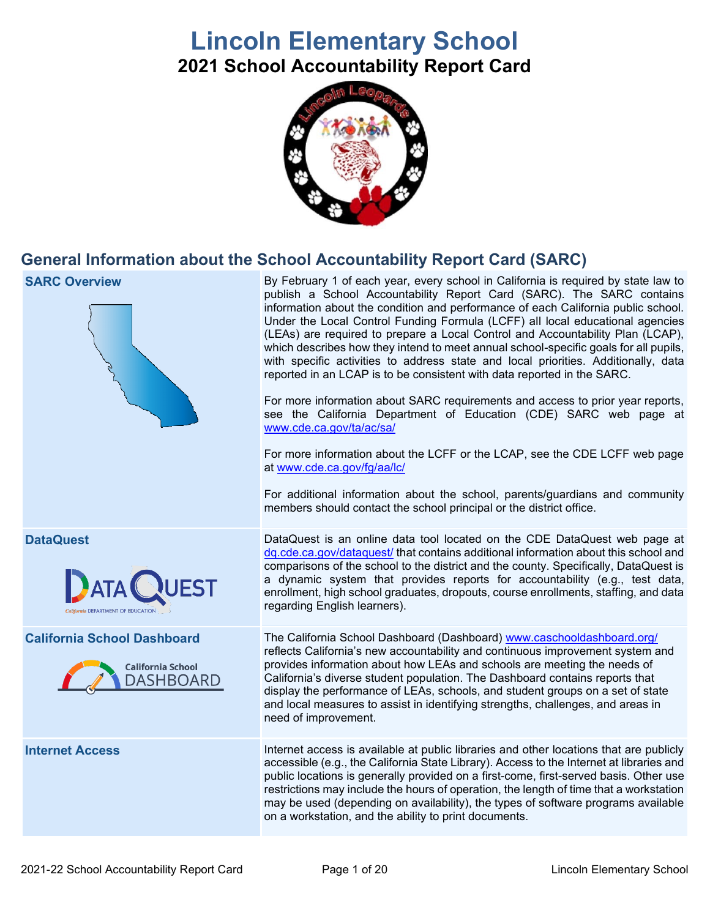# Lincoln Elementary School

## 2021 School Accountability Report Card

## General Information about the School Accountability Report Card (SARC)

| | |
|---|---|
| **SARC Overview** | By February 1 of each year, every school in California is required by state law to publish a School Accountability Report Card (SARC). The SARC contains information about the condition and performance of each California public school. Under the Local Control Funding Formula (LCFF) all local educational agencies (LEAs) are required to prepare a Local Control and Accountability Plan (LCAP), which describes how they intend to meet annual school-specific goals for all pupils, with specific activities to address state and local priorities. Additionally, data reported in an LCAP is to be consistent with data reported in the SARC.<br><br>For more information about SARC requirements and access to prior year reports, see the California Department of Education (CDE) SARC web page at www.cde.ca.gov/ta/ac/sa/<br><br>For more information about the LCFF or the LCAP, see the CDE LCFF web page at www.cde.ca.gov/fg/aa/lc/<br><br>For additional information about the school, parents/guardians and community members should contact the school principal or the district office. |
| **DataQuest** | DataQuest is an online data tool located on the CDE DataQuest web page at dq.cde.ca.gov/dataquest/ that contains additional information about this school and comparisons of the school to the district and the county. Specifically, DataQuest is a dynamic system that provides reports for accountability (e.g., test data, enrollment, high school graduates, dropouts, course enrollments, staffing, and data regarding English learners). |
| **California School Dashboard** | The California School Dashboard (Dashboard) www.caschooldashboard.org/ reflects California's new accountability and continuous improvement system and provides information about how LEAs and schools are meeting the needs of California's diverse student population. The Dashboard contains reports that display the performance of LEAs, schools, and student groups on a set of state and local measures to assist in identifying strengths, challenges, and areas in need of improvement. |
| **Internet Access** | Internet access is available at public libraries and other locations that are publicly accessible (e.g., the California State Library). Access to the Internet at libraries and public locations is generally provided on a first-come, first-served basis. Other use restrictions may include the hours of operation, the length of time that a workstation may be used (depending on availability), the types of software programs available on a workstation, and the ability to print documents. |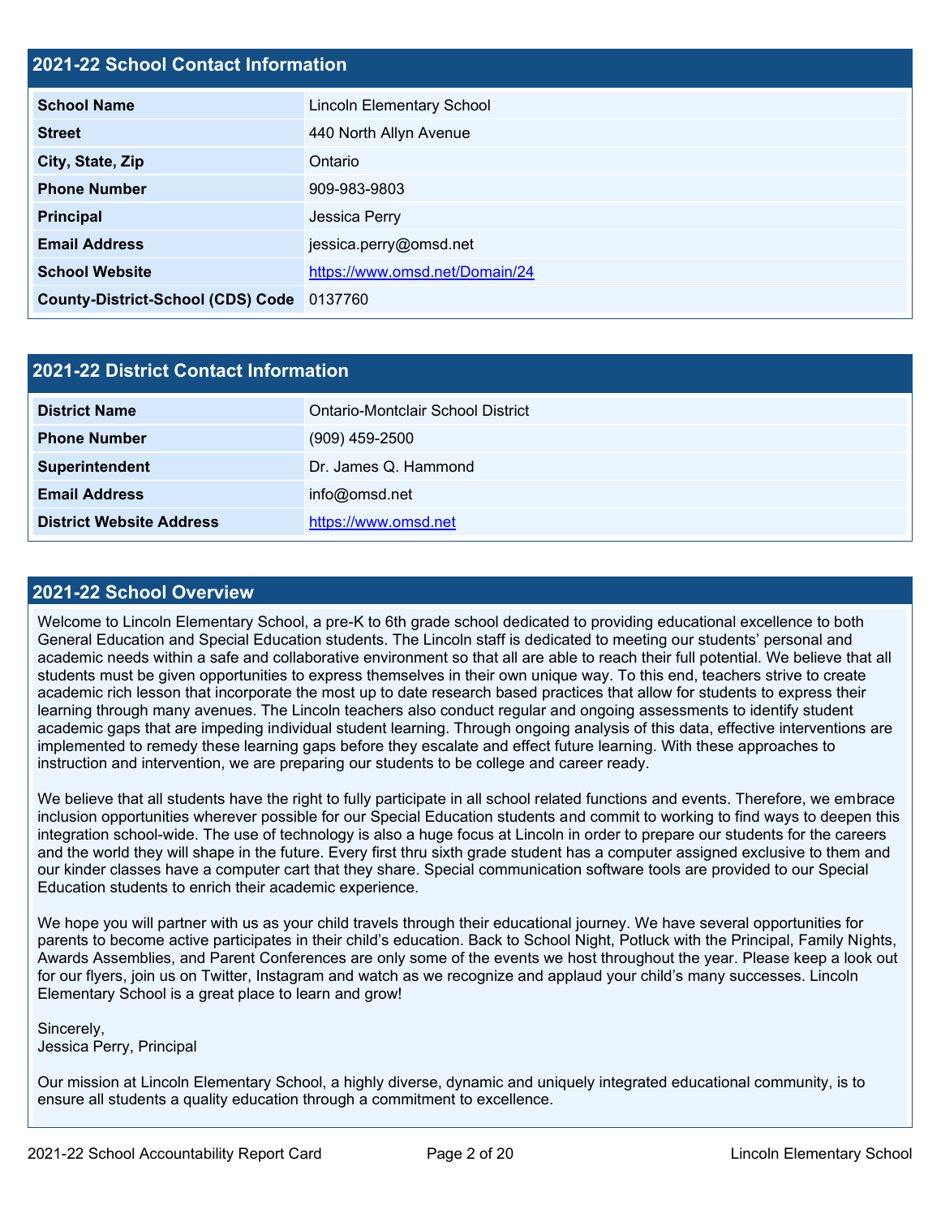## 2021-22 School Contact Information

| | |
|---|---|
| **School Name** | Lincoln Elementary School |
| **Street** | 440 North Allyn Avenue |
| **City, State, Zip** | Ontario |
| **Phone Number** | 909-983-9803 |
| **Principal** | Jessica Perry |
| **Email Address** | jessica.perry@omsd.net |
| **School Website** | https://www.omsd.net/Domain/24 |
| **County-District-School (CDS) Code** | 0137760 |

## 2021-22 District Contact Information

| | |
|---|---|
| **District Name** | Ontario-Montclair School District |
| **Phone Number** | (909) 459-2500 |
| **Superintendent** | Dr. James Q. Hammond |
| **Email Address** | info@omsd.net |
| **District Website Address** | https://www.omsd.net |

## 2021-22 School Overview

Welcome to Lincoln Elementary School, a pre-K to 6th grade school dedicated to providing educational excellence to both General Education and Special Education students. The Lincoln staff is dedicated to meeting our students' personal and academic needs within a safe and collaborative environment so that all are able to reach their full potential. We believe that all students must be given opportunities to express themselves in their own unique way. To this end, teachers strive to create academic rich lesson that incorporate the most up to date research based practices that allow for students to express their learning through many avenues. The Lincoln teachers also conduct regular and ongoing assessments to identify student academic gaps that are impeding individual student learning. Through ongoing analysis of this data, effective interventions are implemented to remedy these learning gaps before they escalate and effect future learning. With these approaches to instruction and intervention, we are preparing our students to be college and career ready.

We believe that all students have the right to fully participate in all school related functions and events. Therefore, we embrace inclusion opportunities wherever possible for our Special Education students and commit to working to find ways to deepen this integration school-wide. The use of technology is also a huge focus at Lincoln in order to prepare our students for the careers and the world they will shape in the future. Every first thru sixth grade student has a computer assigned exclusive to them and our kinder classes have a computer cart that they share. Special communication software tools are provided to our Special Education students to enrich their academic experience.

We hope you will partner with us as your child travels through their educational journey. We have several opportunities for parents to become active participates in their child's education. Back to School Night, Potluck with the Principal, Family Nights, Awards Assemblies, and Parent Conferences are only some of the events we host throughout the year. Please keep a look out for our flyers, join us on Twitter, Instagram and watch as we recognize and applaud your child's many successes. Lincoln Elementary School is a great place to learn and grow!

Sincerely,
Jessica Perry, Principal

Our mission at Lincoln Elementary School, a highly diverse, dynamic and uniquely integrated educational community, is to ensure all students a quality education through a commitment to excellence.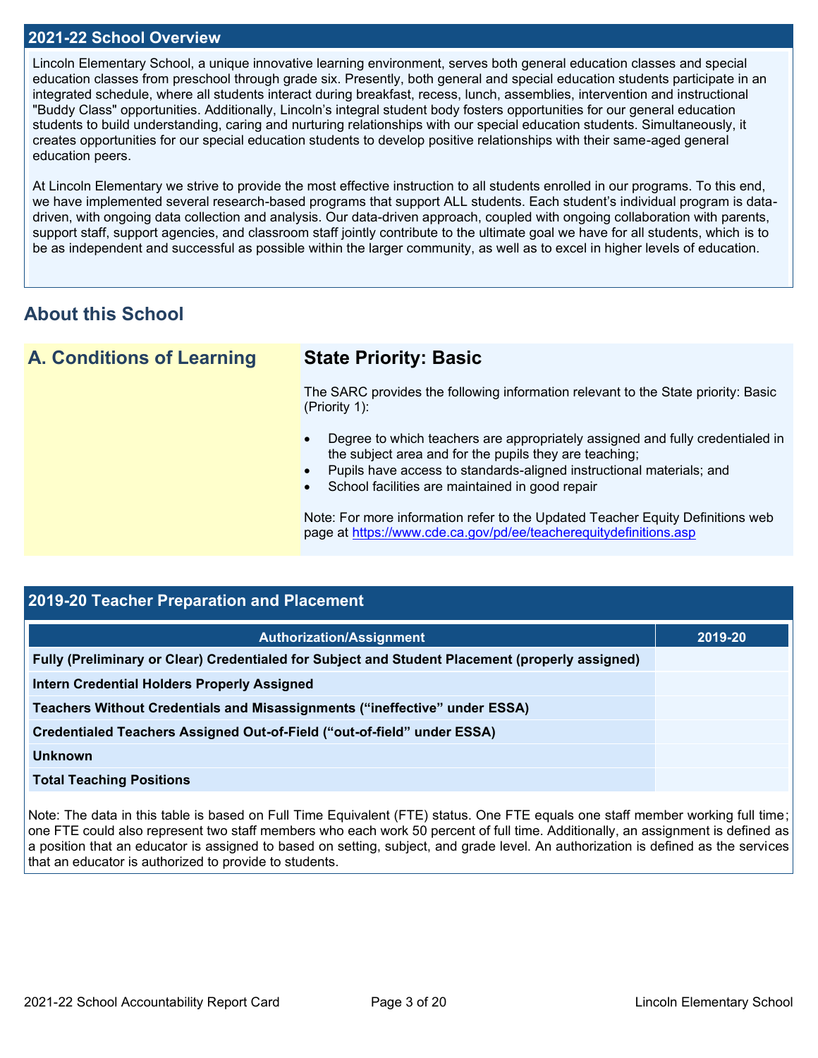## 2021-22 School Overview

Lincoln Elementary School, a unique innovative learning environment, serves both general education classes and special education classes from preschool through grade six. Presently, both general and special education students participate in an integrated schedule, where all students interact during breakfast, recess, lunch, assemblies, intervention and instructional "Buddy Class" opportunities. Additionally, Lincoln's integral student body fosters opportunities for our general education students to build understanding, caring and nurturing relationships with our special education students. Simultaneously, it creates opportunities for our special education students to develop positive relationships with their same-aged general education peers.

At Lincoln Elementary we strive to provide the most effective instruction to all students enrolled in our programs. To this end, we have implemented several research-based programs that support ALL students. Each student's individual program is data-driven, with ongoing data collection and analysis. Our data-driven approach, coupled with ongoing collaboration with parents, support staff, support agencies, and classroom staff jointly contribute to the ultimate goal we have for all students, which is to be as independent and successful as possible within the larger community, as well as to excel in higher levels of education.

## About this School

### A. Conditions of Learning

### State Priority: Basic

The SARC provides the following information relevant to the State priority: Basic (Priority 1):

- Degree to which teachers are appropriately assigned and fully credentialed in the subject area and for the pupils they are teaching;
- Pupils have access to standards-aligned instructional materials; and
- School facilities are maintained in good repair

Note: For more information refer to the Updated Teacher Equity Definitions web page at https://www.cde.ca.gov/pd/ee/teacherequitydefinitions.asp

## 2019-20 Teacher Preparation and Placement

| Authorization/Assignment | 2019-20 |
| --- | --- |
| **Fully (Preliminary or Clear) Credentialed for Subject and Student Placement (properly assigned)** | |
| **Intern Credential Holders Properly Assigned** | |
| **Teachers Without Credentials and Misassignments ("ineffective" under ESSA)** | |
| **Credentialed Teachers Assigned Out-of-Field ("out-of-field" under ESSA)** | |
| **Unknown** | |
| **Total Teaching Positions** | |

Note: The data in this table is based on Full Time Equivalent (FTE) status. One FTE equals one staff member working full time; one FTE could also represent two staff members who each work 50 percent of full time. Additionally, an assignment is defined as a position that an educator is assigned to based on setting, subject, and grade level. An authorization is defined as the services that an educator is authorized to provide to students.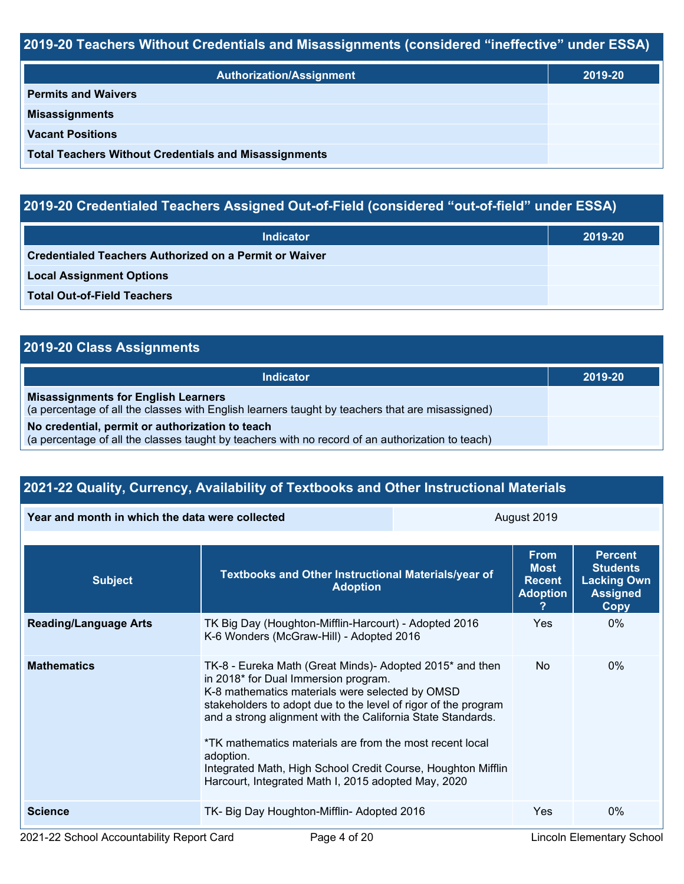## 2019-20 Teachers Without Credentials and Misassignments (considered "ineffective" under ESSA)

| Authorization/Assignment | 2019-20 |
| --- | --- |
| **Permits and Waivers** | |
| **Misassignments** | |
| **Vacant Positions** | |
| **Total Teachers Without Credentials and Misassignments** | |

## 2019-20 Credentialed Teachers Assigned Out-of-Field (considered "out-of-field" under ESSA)

| Indicator | 2019-20 |
| --- | --- |
| **Credentialed Teachers Authorized on a Permit or Waiver** | |
| **Local Assignment Options** | |
| **Total Out-of-Field Teachers** | |

## 2019-20 Class Assignments

| Indicator | 2019-20 |
| --- | --- |
| **Misassignments for English Learners** (a percentage of all the classes with English learners taught by teachers that are misassigned) | |
| **No credential, permit or authorization to teach** (a percentage of all the classes taught by teachers with no record of an authorization to teach) | |

## 2021-22 Quality, Currency, Availability of Textbooks and Other Instructional Materials

| Year and month in which the data were collected | August 2019 |
| --- | --- |

| Subject | Textbooks and Other Instructional Materials/year of Adoption | From Most Recent Adoption ? | Percent Students Lacking Own Assigned Copy |
| --- | --- | --- | --- |
| **Reading/Language Arts** | TK Big Day (Houghton-Mifflin-Harcourt) - Adopted 2016<br>K-6 Wonders (McGraw-Hill) - Adopted 2016 | Yes | 0% |
| **Mathematics** | TK-8 - Eureka Math (Great Minds)- Adopted 2015* and then in 2018* for Dual Immersion program.<br>K-8 mathematics materials were selected by OMSD stakeholders to adopt due to the level of rigor of the program and a strong alignment with the California State Standards.<br><br>*TK mathematics materials are from the most recent local adoption.<br>Integrated Math, High School Credit Course, Houghton Mifflin Harcourt, Integrated Math I, 2015 adopted May, 2020 | No | 0% |
| **Science** | TK- Big Day Houghton-Mifflin- Adopted 2016 | Yes | 0% |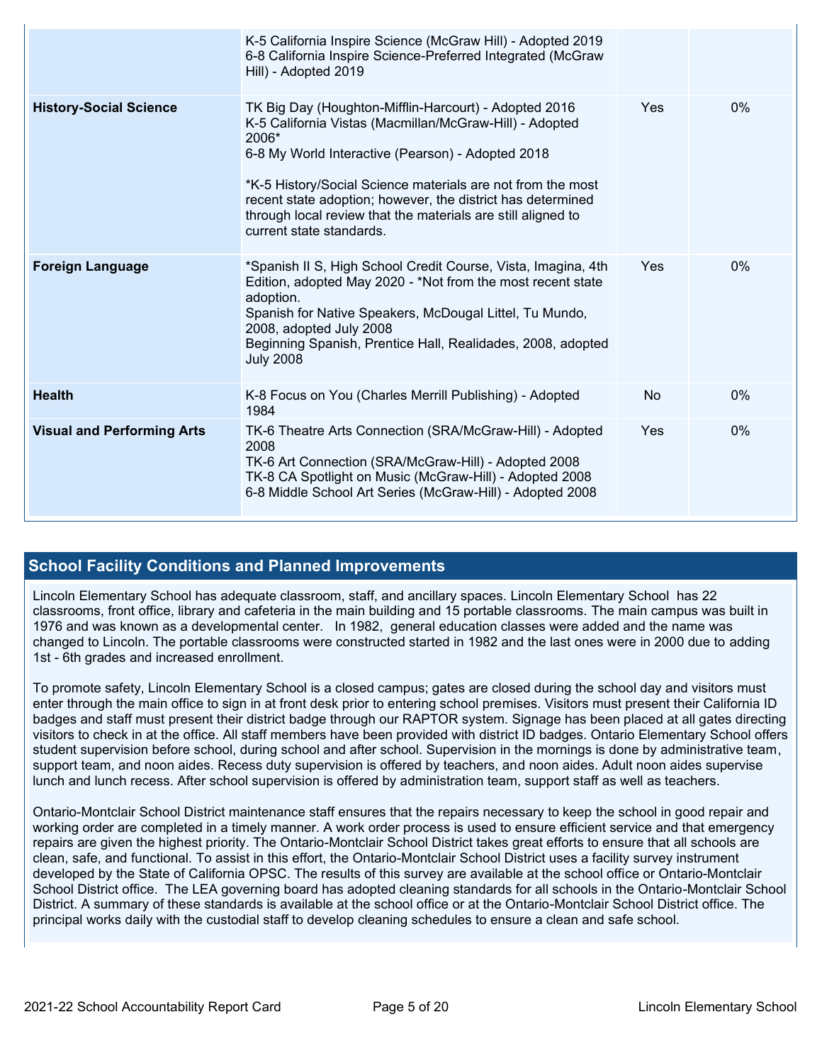| | | | |
|---|---|---|---|
| | K-5 California Inspire Science (McGraw Hill) - Adopted 2019<br>6-8 California Inspire Science-Preferred Integrated (McGraw Hill) - Adopted 2019 | | |
| **History-Social Science** | TK Big Day (Houghton-Mifflin-Harcourt) - Adopted 2016<br>K-5 California Vistas (Macmillan/McGraw-Hill) - Adopted 2006*<br>6-8 My World Interactive (Pearson) - Adopted 2018<br><br>*K-5 History/Social Science materials are not from the most recent state adoption; however, the district has determined through local review that the materials are still aligned to current state standards. | Yes | 0% |
| **Foreign Language** | *Spanish II S, High School Credit Course, Vista, Imagina, 4th Edition, adopted May 2020 - *Not from the most recent state adoption.<br>Spanish for Native Speakers, McDougal Littel, Tu Mundo, 2008, adopted July 2008<br>Beginning Spanish, Prentice Hall, Realidades, 2008, adopted July 2008 | Yes | 0% |
| **Health** | K-8 Focus on You (Charles Merrill Publishing) - Adopted 1984 | No | 0% |
| **Visual and Performing Arts** | TK-6 Theatre Arts Connection (SRA/McGraw-Hill) - Adopted 2008<br>TK-6 Art Connection (SRA/McGraw-Hill) - Adopted 2008<br>TK-8 CA Spotlight on Music (McGraw-Hill) - Adopted 2008<br>6-8 Middle School Art Series (McGraw-Hill) - Adopted 2008 | Yes | 0% |

## School Facility Conditions and Planned Improvements

Lincoln Elementary School has adequate classroom, staff, and ancillary spaces. Lincoln Elementary School has 22 classrooms, front office, library and cafeteria in the main building and 15 portable classrooms. The main campus was built in 1976 and was known as a developmental center. In 1982, general education classes were added and the name was changed to Lincoln. The portable classrooms were constructed started in 1982 and the last ones were in 2000 due to adding 1st - 6th grades and increased enrollment.

To promote safety, Lincoln Elementary School is a closed campus; gates are closed during the school day and visitors must enter through the main office to sign in at front desk prior to entering school premises. Visitors must present their California ID badges and staff must present their district badge through our RAPTOR system. Signage has been placed at all gates directing visitors to check in at the office. All staff members have been provided with district ID badges. Ontario Elementary School offers student supervision before school, during school and after school. Supervision in the mornings is done by administrative team, support team, and noon aides. Recess duty supervision is offered by teachers, and noon aides. Adult noon aides supervise lunch and lunch recess. After school supervision is offered by administration team, support staff as well as teachers.

Ontario-Montclair School District maintenance staff ensures that the repairs necessary to keep the school in good repair and working order are completed in a timely manner. A work order process is used to ensure efficient service and that emergency repairs are given the highest priority. The Ontario-Montclair School District takes great efforts to ensure that all schools are clean, safe, and functional. To assist in this effort, the Ontario-Montclair School District uses a facility survey instrument developed by the State of California OPSC. The results of this survey are available at the school office or Ontario-Montclair School District office. The LEA governing board has adopted cleaning standards for all schools in the Ontario-Montclair School District. A summary of these standards is available at the school office or at the Ontario-Montclair School District office. The principal works daily with the custodial staff to develop cleaning schedules to ensure a clean and safe school.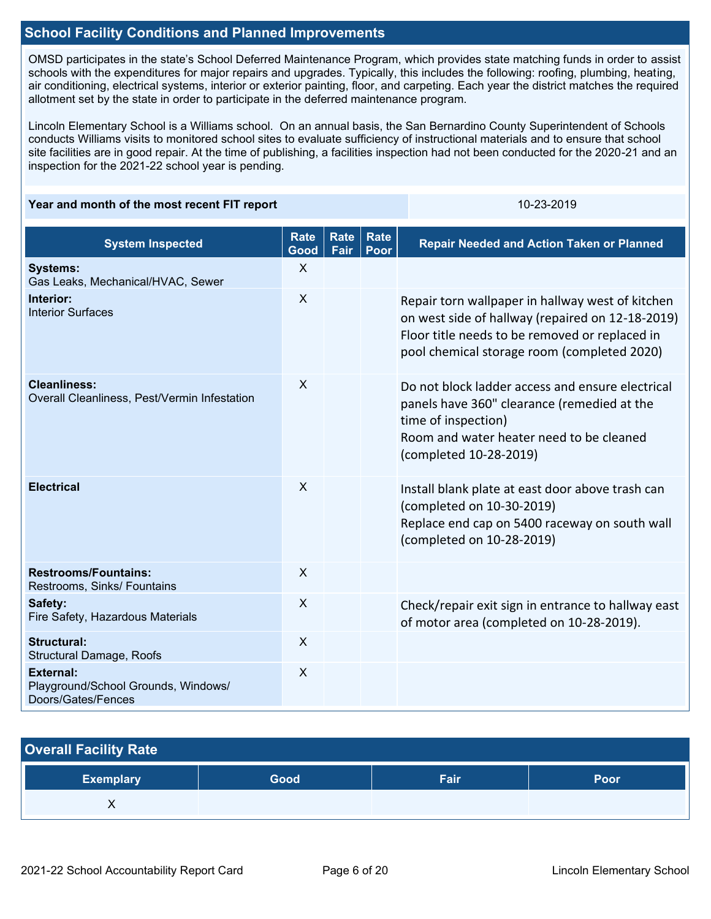## School Facility Conditions and Planned Improvements

OMSD participates in the state's School Deferred Maintenance Program, which provides state matching funds in order to assist schools with the expenditures for major repairs and upgrades. Typically, this includes the following: roofing, plumbing, heating, air conditioning, electrical systems, interior or exterior painting, floor, and carpeting. Each year the district matches the required allotment set by the state in order to participate in the deferred maintenance program.

Lincoln Elementary School is a Williams school. On an annual basis, the San Bernardino County Superintendent of Schools conducts Williams visits to monitored school sites to evaluate sufficiency of instructional materials and to ensure that school site facilities are in good repair. At the time of publishing, a facilities inspection had not been conducted for the 2020-21 and an inspection for the 2021-22 school year is pending.

| Year and month of the most recent FIT report | 10-23-2019 |
|---|---|

| System Inspected | Rate Good | Rate Fair | Rate Poor | Repair Needed and Action Taken or Planned |
|---|---|---|---|---|
| **Systems:** Gas Leaks, Mechanical/HVAC, Sewer | X | | | |
| **Interior:** Interior Surfaces | X | | | Repair torn wallpaper in hallway west of kitchen on west side of hallway (repaired on 12-18-2019) Floor title needs to be removed or replaced in pool chemical storage room (completed 2020) |
| **Cleanliness:** Overall Cleanliness, Pest/Vermin Infestation | X | | | Do not block ladder access and ensure electrical panels have 360" clearance (remedied at the time of inspection) Room and water heater need to be cleaned (completed 10-28-2019) |
| **Electrical** | X | | | Install blank plate at east door above trash can (completed on 10-30-2019) Replace end cap on 5400 raceway on south wall (completed on 10-28-2019) |
| **Restrooms/Fountains:** Restrooms, Sinks/ Fountains | X | | | |
| **Safety:** Fire Safety, Hazardous Materials | X | | | Check/repair exit sign in entrance to hallway east of motor area (completed on 10-28-2019). |
| **Structural:** Structural Damage, Roofs | X | | | |
| **External:** Playground/School Grounds, Windows/ Doors/Gates/Fences | X | | | |

## Overall Facility Rate

| Exemplary | Good | Fair | Poor |
|---|---|---|---|
| X | | | |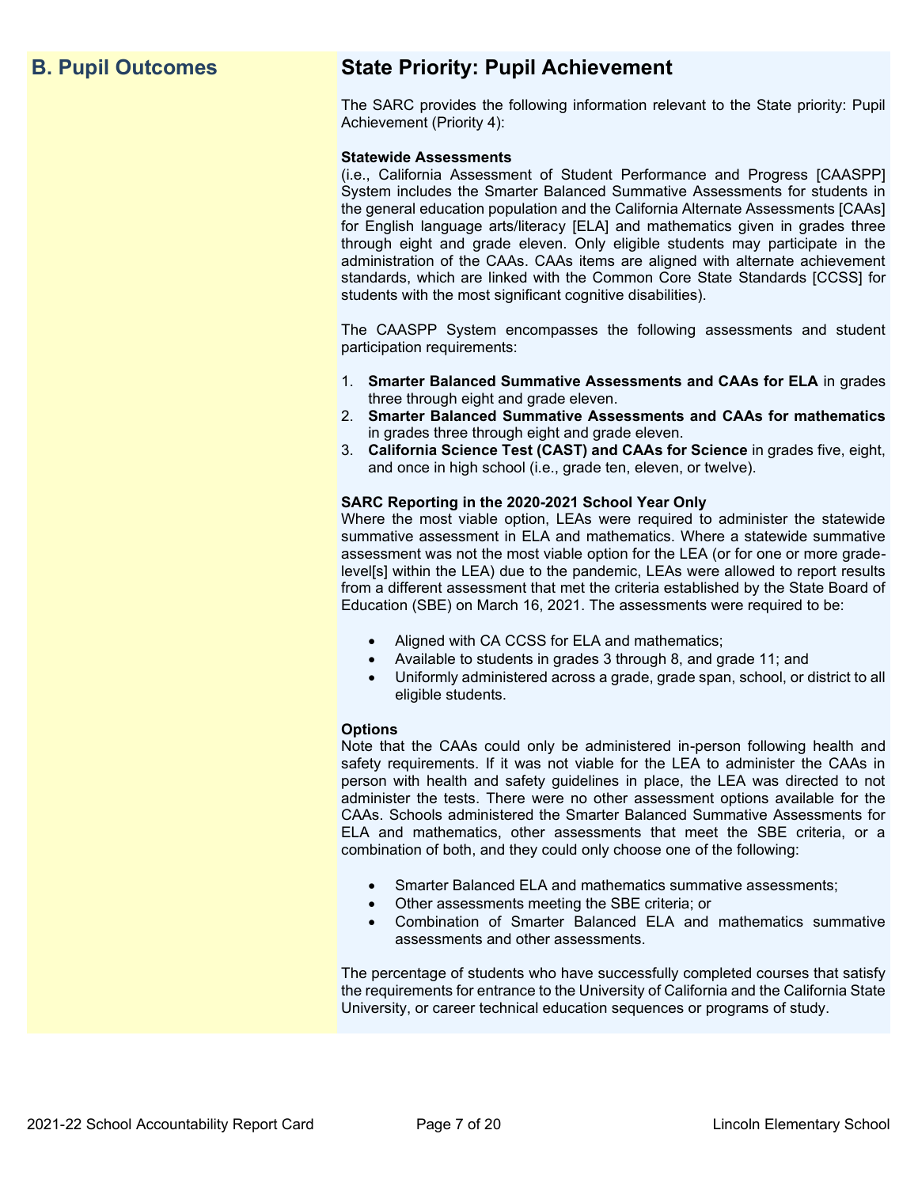## B. Pupil Outcomes

### State Priority: Pupil Achievement

The SARC provides the following information relevant to the State priority: Pupil Achievement (Priority 4):

**Statewide Assessments**
(i.e., California Assessment of Student Performance and Progress [CAASPP] System includes the Smarter Balanced Summative Assessments for students in the general education population and the California Alternate Assessments [CAAs] for English language arts/literacy [ELA] and mathematics given in grades three through eight and grade eleven. Only eligible students may participate in the administration of the CAAs. CAAs items are aligned with alternate achievement standards, which are linked with the Common Core State Standards [CCSS] for students with the most significant cognitive disabilities).

The CAASPP System encompasses the following assessments and student participation requirements:

1. **Smarter Balanced Summative Assessments and CAAs for ELA** in grades three through eight and grade eleven.
2. **Smarter Balanced Summative Assessments and CAAs for mathematics** in grades three through eight and grade eleven.
3. **California Science Test (CAST) and CAAs for Science** in grades five, eight, and once in high school (i.e., grade ten, eleven, or twelve).

**SARC Reporting in the 2020-2021 School Year Only**
Where the most viable option, LEAs were required to administer the statewide summative assessment in ELA and mathematics. Where a statewide summative assessment was not the most viable option for the LEA (or for one or more grade-level[s] within the LEA) due to the pandemic, LEAs were allowed to report results from a different assessment that met the criteria established by the State Board of Education (SBE) on March 16, 2021. The assessments were required to be:

- Aligned with CA CCSS for ELA and mathematics;
- Available to students in grades 3 through 8, and grade 11; and
- Uniformly administered across a grade, grade span, school, or district to all eligible students.

**Options**
Note that the CAAs could only be administered in-person following health and safety requirements. If it was not viable for the LEA to administer the CAAs in person with health and safety guidelines in place, the LEA was directed to not administer the tests. There were no other assessment options available for the CAAs. Schools administered the Smarter Balanced Summative Assessments for ELA and mathematics, other assessments that meet the SBE criteria, or a combination of both, and they could only choose one of the following:

- Smarter Balanced ELA and mathematics summative assessments;
- Other assessments meeting the SBE criteria; or
- Combination of Smarter Balanced ELA and mathematics summative assessments and other assessments.

The percentage of students who have successfully completed courses that satisfy the requirements for entrance to the University of California and the California State University, or career technical education sequences or programs of study.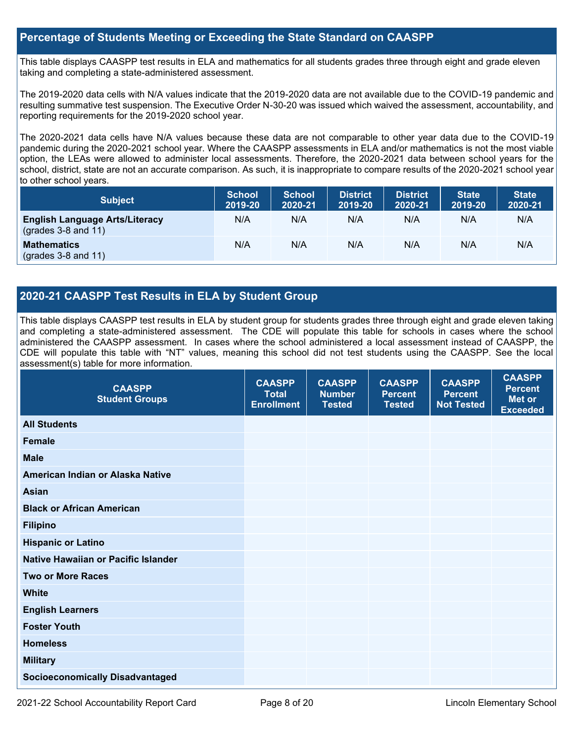## Percentage of Students Meeting or Exceeding the State Standard on CAASPP

This table displays CAASPP test results in ELA and mathematics for all students grades three through eight and grade eleven taking and completing a state-administered assessment.

The 2019-2020 data cells with N/A values indicate that the 2019-2020 data are not available due to the COVID-19 pandemic and resulting summative test suspension. The Executive Order N-30-20 was issued which waived the assessment, accountability, and reporting requirements for the 2019-2020 school year.

The 2020-2021 data cells have N/A values because these data are not comparable to other year data due to the COVID-19 pandemic during the 2020-2021 school year. Where the CAASPP assessments in ELA and/or mathematics is not the most viable option, the LEAs were allowed to administer local assessments. Therefore, the 2020-2021 data between school years for the school, district, state are not an accurate comparison. As such, it is inappropriate to compare results of the 2020-2021 school year to other school years.

| Subject | School 2019-20 | School 2020-21 | District 2019-20 | District 2020-21 | State 2019-20 | State 2020-21 |
|---|---|---|---|---|---|---|
| **English Language Arts/Literacy** (grades 3-8 and 11) | N/A | N/A | N/A | N/A | N/A | N/A |
| **Mathematics** (grades 3-8 and 11) | N/A | N/A | N/A | N/A | N/A | N/A |

## 2020-21 CAASPP Test Results in ELA by Student Group

This table displays CAASPP test results in ELA by student group for students grades three through eight and grade eleven taking and completing a state-administered assessment. The CDE will populate this table for schools in cases where the school administered the CAASPP assessment. In cases where the school administered a local assessment instead of CAASPP, the CDE will populate this table with "NT" values, meaning this school did not test students using the CAASPP. See the local assessment(s) table for more information.

| CAASPP Student Groups | CAASPP Total Enrollment | CAASPP Number Tested | CAASPP Percent Tested | CAASPP Percent Not Tested | CAASPP Percent Met or Exceeded |
|---|---|---|---|---|---|
| **All Students** | | | | | |
| **Female** | | | | | |
| **Male** | | | | | |
| **American Indian or Alaska Native** | | | | | |
| **Asian** | | | | | |
| **Black or African American** | | | | | |
| **Filipino** | | | | | |
| **Hispanic or Latino** | | | | | |
| **Native Hawaiian or Pacific Islander** | | | | | |
| **Two or More Races** | | | | | |
| **White** | | | | | |
| **English Learners** | | | | | |
| **Foster Youth** | | | | | |
| **Homeless** | | | | | |
| **Military** | | | | | |
| **Socioeconomically Disadvantaged** | | | | | |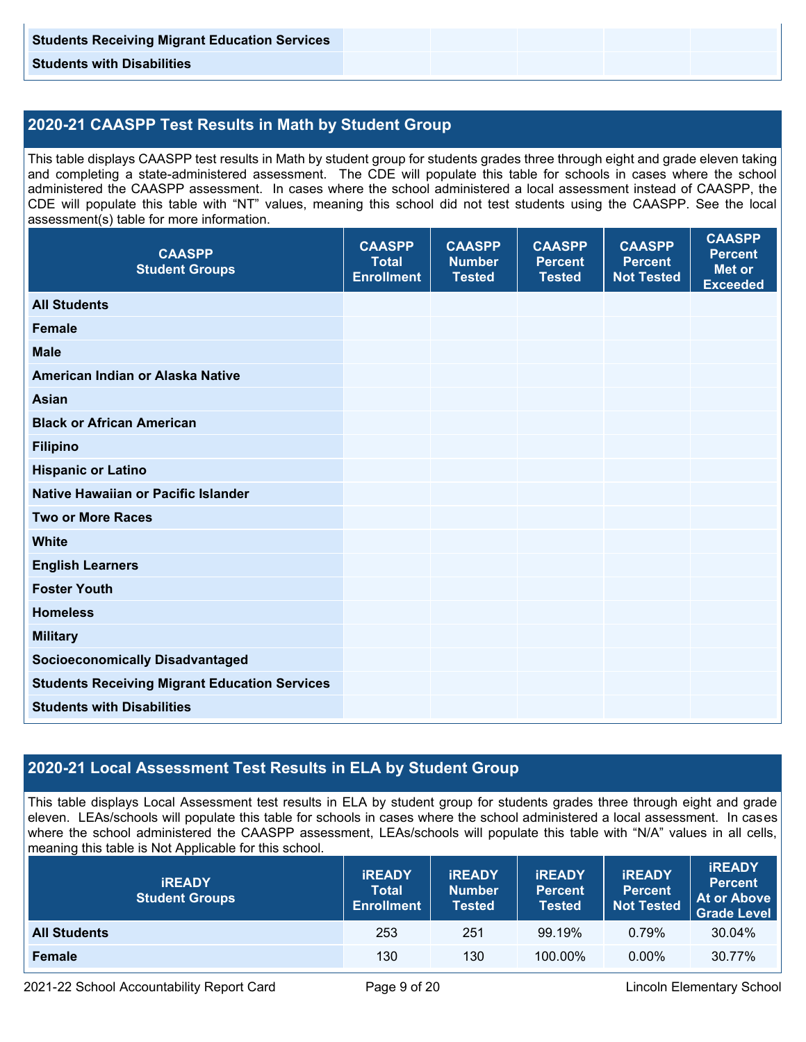| | | | | | |
|---|---|---|---|---|---|
| **Students Receiving Migrant Education Services** | | | | | |
| **Students with Disabilities** | | | | | |

## 2020-21 CAASPP Test Results in Math by Student Group

This table displays CAASPP test results in Math by student group for students grades three through eight and grade eleven taking and completing a state-administered assessment. The CDE will populate this table for schools in cases where the school administered the CAASPP assessment. In cases where the school administered a local assessment instead of CAASPP, the CDE will populate this table with "NT" values, meaning this school did not test students using the CAASPP. See the local assessment(s) table for more information.

| CAASPP Student Groups | CAASPP Total Enrollment | CAASPP Number Tested | CAASPP Percent Tested | CAASPP Percent Not Tested | CAASPP Percent Met or Exceeded |
|---|---|---|---|---|---|
| **All Students** | | | | | |
| **Female** | | | | | |
| **Male** | | | | | |
| **American Indian or Alaska Native** | | | | | |
| **Asian** | | | | | |
| **Black or African American** | | | | | |
| **Filipino** | | | | | |
| **Hispanic or Latino** | | | | | |
| **Native Hawaiian or Pacific Islander** | | | | | |
| **Two or More Races** | | | | | |
| **White** | | | | | |
| **English Learners** | | | | | |
| **Foster Youth** | | | | | |
| **Homeless** | | | | | |
| **Military** | | | | | |
| **Socioeconomically Disadvantaged** | | | | | |
| **Students Receiving Migrant Education Services** | | | | | |
| **Students with Disabilities** | | | | | |

## 2020-21 Local Assessment Test Results in ELA by Student Group

This table displays Local Assessment test results in ELA by student group for students grades three through eight and grade eleven. LEAs/schools will populate this table for schools in cases where the school administered a local assessment. In cases where the school administered the CAASPP assessment, LEAs/schools will populate this table with "N/A" values in all cells, meaning this table is Not Applicable for this school.

| iREADY Student Groups | iREADY Total Enrollment | iREADY Number Tested | iREADY Percent Tested | iREADY Percent Not Tested | iREADY Percent At or Above Grade Level |
|---|---|---|---|---|---|
| **All Students** | 253 | 251 | 99.19% | 0.79% | 30.04% |
| **Female** | 130 | 130 | 100.00% | 0.00% | 30.77% |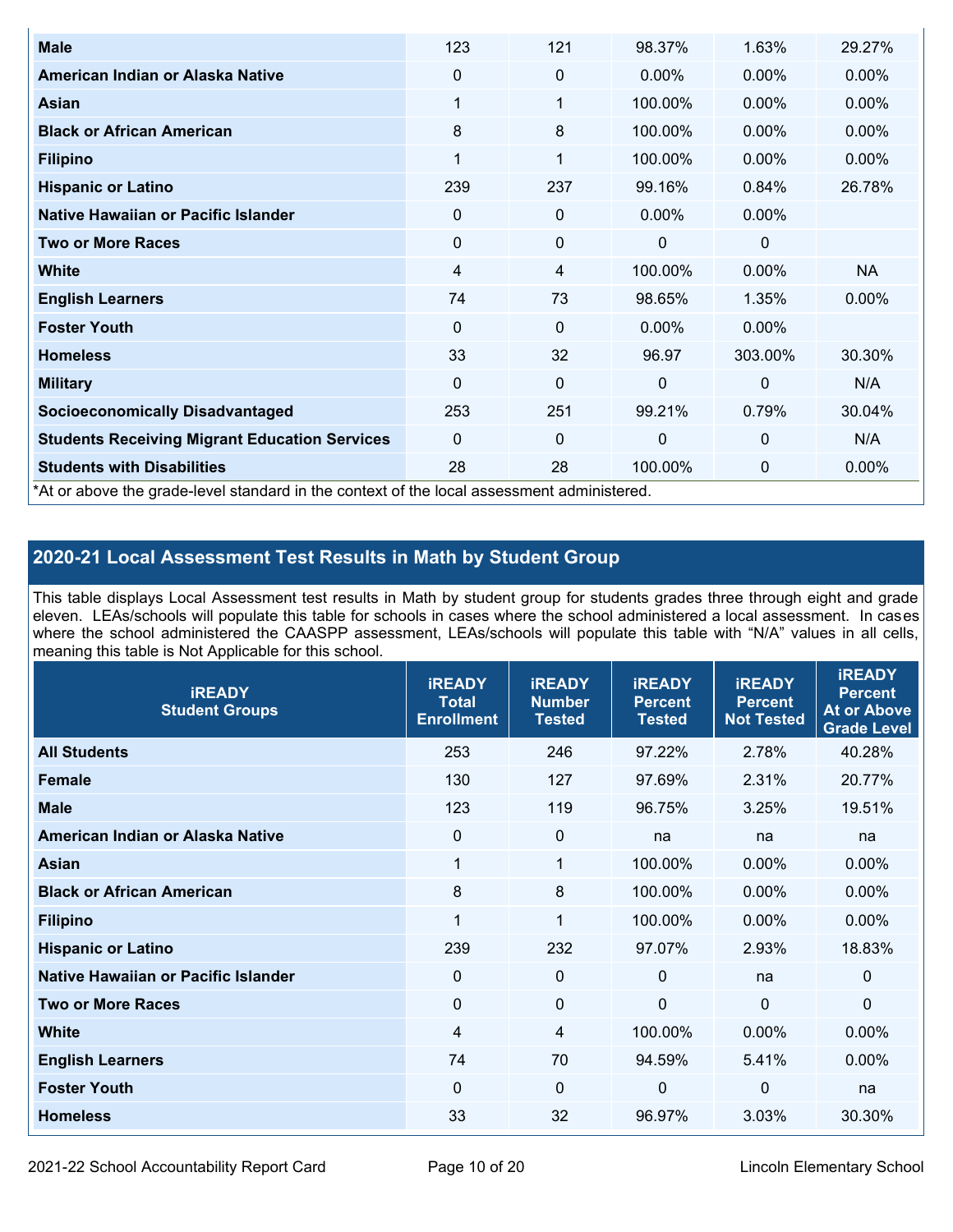| Male | 123 | 121 | 98.37% | 1.63% | 29.27% |
|---|---|---|---|---|---|
| American Indian or Alaska Native | 0 | 0 | 0.00% | 0.00% | 0.00% |
| Asian | 1 | 1 | 100.00% | 0.00% | 0.00% |
| Black or African American | 8 | 8 | 100.00% | 0.00% | 0.00% |
| Filipino | 1 | 1 | 100.00% | 0.00% | 0.00% |
| Hispanic or Latino | 239 | 237 | 99.16% | 0.84% | 26.78% |
| Native Hawaiian or Pacific Islander | 0 | 0 | 0.00% | 0.00% | |
| Two or More Races | 0 | 0 | 0 | 0 | |
| White | 4 | 4 | 100.00% | 0.00% | NA |
| English Learners | 74 | 73 | 98.65% | 1.35% | 0.00% |
| Foster Youth | 0 | 0 | 0.00% | 0.00% | |
| Homeless | 33 | 32 | 96.97 | 303.00% | 30.30% |
| Military | 0 | 0 | 0 | 0 | N/A |
| Socioeconomically Disadvantaged | 253 | 251 | 99.21% | 0.79% | 30.04% |
| Students Receiving Migrant Education Services | 0 | 0 | 0 | 0 | N/A |
| Students with Disabilities | 28 | 28 | 100.00% | 0 | 0.00% |

*At or above the grade-level standard in the context of the local assessment administered.

## 2020-21 Local Assessment Test Results in Math by Student Group

This table displays Local Assessment test results in Math by student group for students grades three through eight and grade eleven. LEAs/schools will populate this table for schools in cases where the school administered a local assessment. In cases where the school administered the CAASPP assessment, LEAs/schools will populate this table with "N/A" values in all cells, meaning this table is Not Applicable for this school.

| iREADY Student Groups | iREADY Total Enrollment | iREADY Number Tested | iREADY Percent Tested | iREADY Percent Not Tested | iREADY Percent At or Above Grade Level |
|---|---|---|---|---|---|
| All Students | 253 | 246 | 97.22% | 2.78% | 40.28% |
| Female | 130 | 127 | 97.69% | 2.31% | 20.77% |
| Male | 123 | 119 | 96.75% | 3.25% | 19.51% |
| American Indian or Alaska Native | 0 | 0 | na | na | na |
| Asian | 1 | 1 | 100.00% | 0.00% | 0.00% |
| Black or African American | 8 | 8 | 100.00% | 0.00% | 0.00% |
| Filipino | 1 | 1 | 100.00% | 0.00% | 0.00% |
| Hispanic or Latino | 239 | 232 | 97.07% | 2.93% | 18.83% |
| Native Hawaiian or Pacific Islander | 0 | 0 | 0 | na | 0 |
| Two or More Races | 0 | 0 | 0 | 0 | 0 |
| White | 4 | 4 | 100.00% | 0.00% | 0.00% |
| English Learners | 74 | 70 | 94.59% | 5.41% | 0.00% |
| Foster Youth | 0 | 0 | 0 | 0 | na |
| Homeless | 33 | 32 | 96.97% | 3.03% | 30.30% |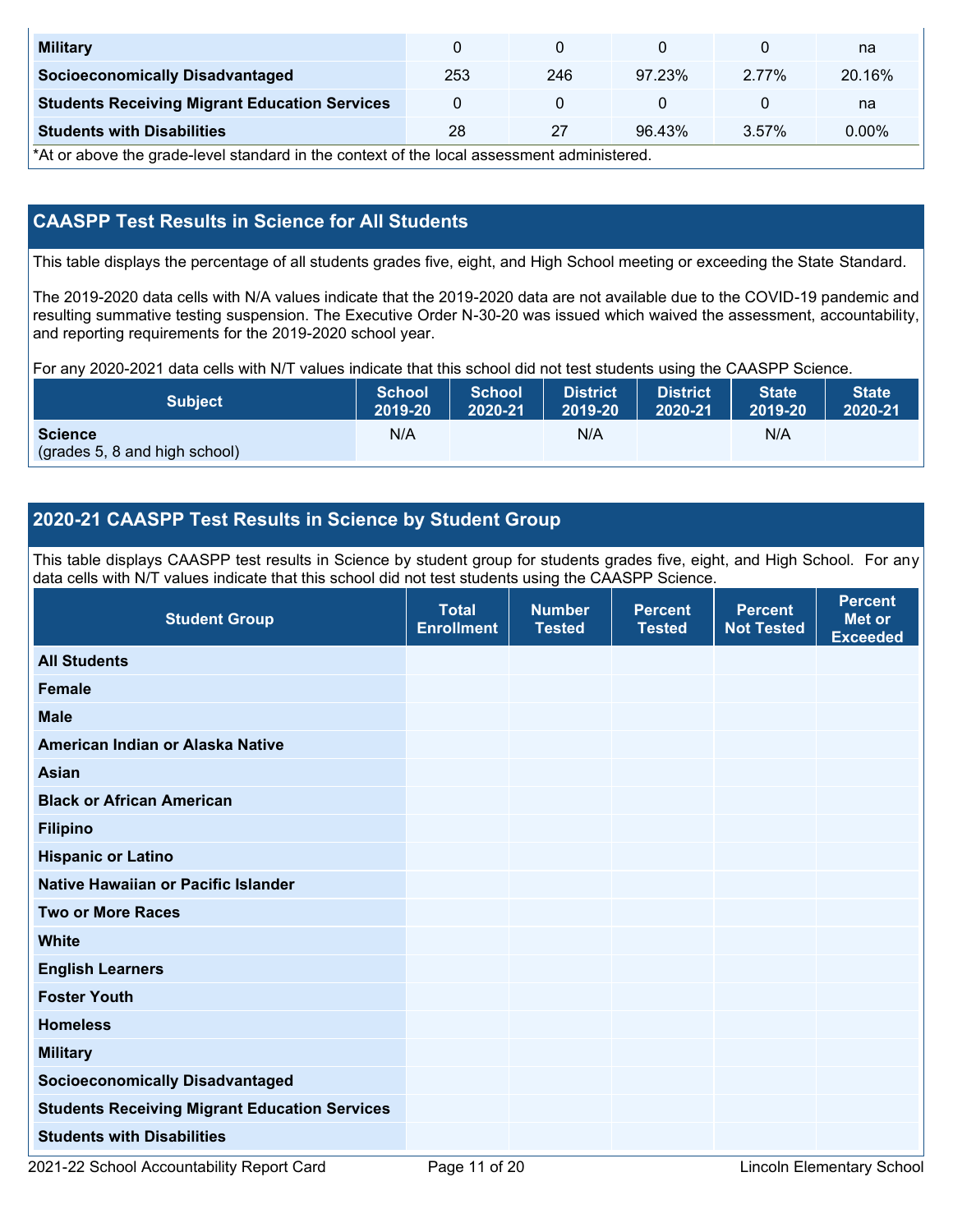| | | | | | |
|---|---|---|---|---|---|
| **Military** | 0 | 0 | 0 | 0 | na |
| **Socioeconomically Disadvantaged** | 253 | 246 | 97.23% | 2.77% | 20.16% |
| **Students Receiving Migrant Education Services** | 0 | 0 | 0 | 0 | na |
| **Students with Disabilities** | 28 | 27 | 96.43% | 3.57% | 0.00% |

*At or above the grade-level standard in the context of the local assessment administered.

## CAASPP Test Results in Science for All Students

This table displays the percentage of all students grades five, eight, and High School meeting or exceeding the State Standard.

The 2019-2020 data cells with N/A values indicate that the 2019-2020 data are not available due to the COVID-19 pandemic and resulting summative testing suspension. The Executive Order N-30-20 was issued which waived the assessment, accountability, and reporting requirements for the 2019-2020 school year.

For any 2020-2021 data cells with N/T values indicate that this school did not test students using the CAASPP Science.

| Subject | School 2019-20 | School 2020-21 | District 2019-20 | District 2020-21 | State 2019-20 | State 2020-21 |
|---|---|---|---|---|---|---|
| **Science** (grades 5, 8 and high school) | N/A | | N/A | | N/A | |

## 2020-21 CAASPP Test Results in Science by Student Group

This table displays CAASPP test results in Science by student group for students grades five, eight, and High School. For any data cells with N/T values indicate that this school did not test students using the CAASPP Science.

| Student Group | Total Enrollment | Number Tested | Percent Tested | Percent Not Tested | Percent Met or Exceeded |
|---|---|---|---|---|---|
| **All Students** | | | | | |
| **Female** | | | | | |
| **Male** | | | | | |
| **American Indian or Alaska Native** | | | | | |
| **Asian** | | | | | |
| **Black or African American** | | | | | |
| **Filipino** | | | | | |
| **Hispanic or Latino** | | | | | |
| **Native Hawaiian or Pacific Islander** | | | | | |
| **Two or More Races** | | | | | |
| **White** | | | | | |
| **English Learners** | | | | | |
| **Foster Youth** | | | | | |
| **Homeless** | | | | | |
| **Military** | | | | | |
| **Socioeconomically Disadvantaged** | | | | | |
| **Students Receiving Migrant Education Services** | | | | | |
| **Students with Disabilities** | | | | | |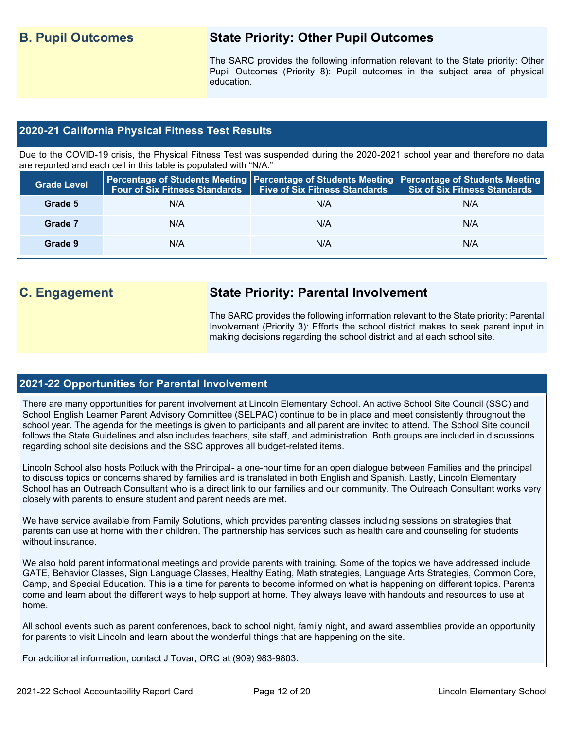## B. Pupil Outcomes

## State Priority: Other Pupil Outcomes

The SARC provides the following information relevant to the State priority: Other Pupil Outcomes (Priority 8): Pupil outcomes in the subject area of physical education.

### 2020-21 California Physical Fitness Test Results

Due to the COVID-19 crisis, the Physical Fitness Test was suspended during the 2020-2021 school year and therefore no data are reported and each cell in this table is populated with "N/A."

| Grade Level | Percentage of Students Meeting Four of Six Fitness Standards | Percentage of Students Meeting Five of Six Fitness Standards | Percentage of Students Meeting Six of Six Fitness Standards |
|---|---|---|---|
| Grade 5 | N/A | N/A | N/A |
| Grade 7 | N/A | N/A | N/A |
| Grade 9 | N/A | N/A | N/A |

## C. Engagement

## State Priority: Parental Involvement

The SARC provides the following information relevant to the State priority: Parental Involvement (Priority 3): Efforts the school district makes to seek parent input in making decisions regarding the school district and at each school site.

### 2021-22 Opportunities for Parental Involvement

There are many opportunities for parent involvement at Lincoln Elementary School. An active School Site Council (SSC) and School English Learner Parent Advisory Committee (SELPAC) continue to be in place and meet consistently throughout the school year. The agenda for the meetings is given to participants and all parent are invited to attend. The School Site council follows the State Guidelines and also includes teachers, site staff, and administration. Both groups are included in discussions regarding school site decisions and the SSC approves all budget-related items.

Lincoln School also hosts Potluck with the Principal- a one-hour time for an open dialogue between Families and the principal to discuss topics or concerns shared by families and is translated in both English and Spanish. Lastly, Lincoln Elementary School has an Outreach Consultant who is a direct link to our families and our community. The Outreach Consultant works very closely with parents to ensure student and parent needs are met.

We have service available from Family Solutions, which provides parenting classes including sessions on strategies that parents can use at home with their children. The partnership has services such as health care and counseling for students without insurance.

We also hold parent informational meetings and provide parents with training. Some of the topics we have addressed include GATE, Behavior Classes, Sign Language Classes, Healthy Eating, Math strategies, Language Arts Strategies, Common Core, Camp, and Special Education. This is a time for parents to become informed on what is happening on different topics. Parents come and learn about the different ways to help support at home. They always leave with handouts and resources to use at home.

All school events such as parent conferences, back to school night, family night, and award assemblies provide an opportunity for parents to visit Lincoln and learn about the wonderful things that are happening on the site.

For additional information, contact J Tovar, ORC at (909) 983-9803.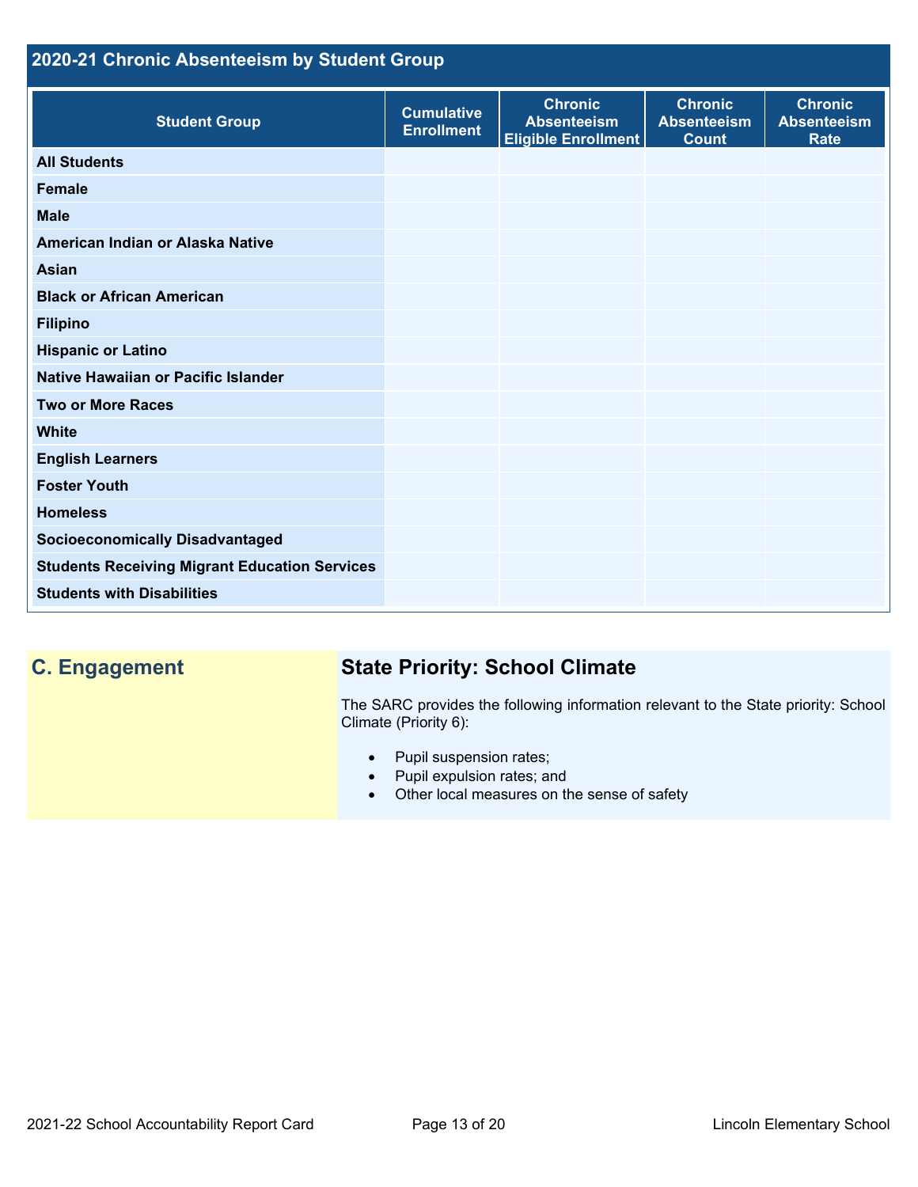## 2020-21 Chronic Absenteeism by Student Group

| Student Group | Cumulative Enrollment | Chronic Absenteeism Eligible Enrollment | Chronic Absenteeism Count | Chronic Absenteeism Rate |
|---|---|---|---|---|
| **All Students** | | | | |
| **Female** | | | | |
| **Male** | | | | |
| **American Indian or Alaska Native** | | | | |
| **Asian** | | | | |
| **Black or African American** | | | | |
| **Filipino** | | | | |
| **Hispanic or Latino** | | | | |
| **Native Hawaiian or Pacific Islander** | | | | |
| **Two or More Races** | | | | |
| **White** | | | | |
| **English Learners** | | | | |
| **Foster Youth** | | | | |
| **Homeless** | | | | |
| **Socioeconomically Disadvantaged** | | | | |
| **Students Receiving Migrant Education Services** | | | | |
| **Students with Disabilities** | | | | |

## C. Engagement

### State Priority: School Climate

The SARC provides the following information relevant to the State priority: School Climate (Priority 6):

- Pupil suspension rates;
- Pupil expulsion rates; and
- Other local measures on the sense of safety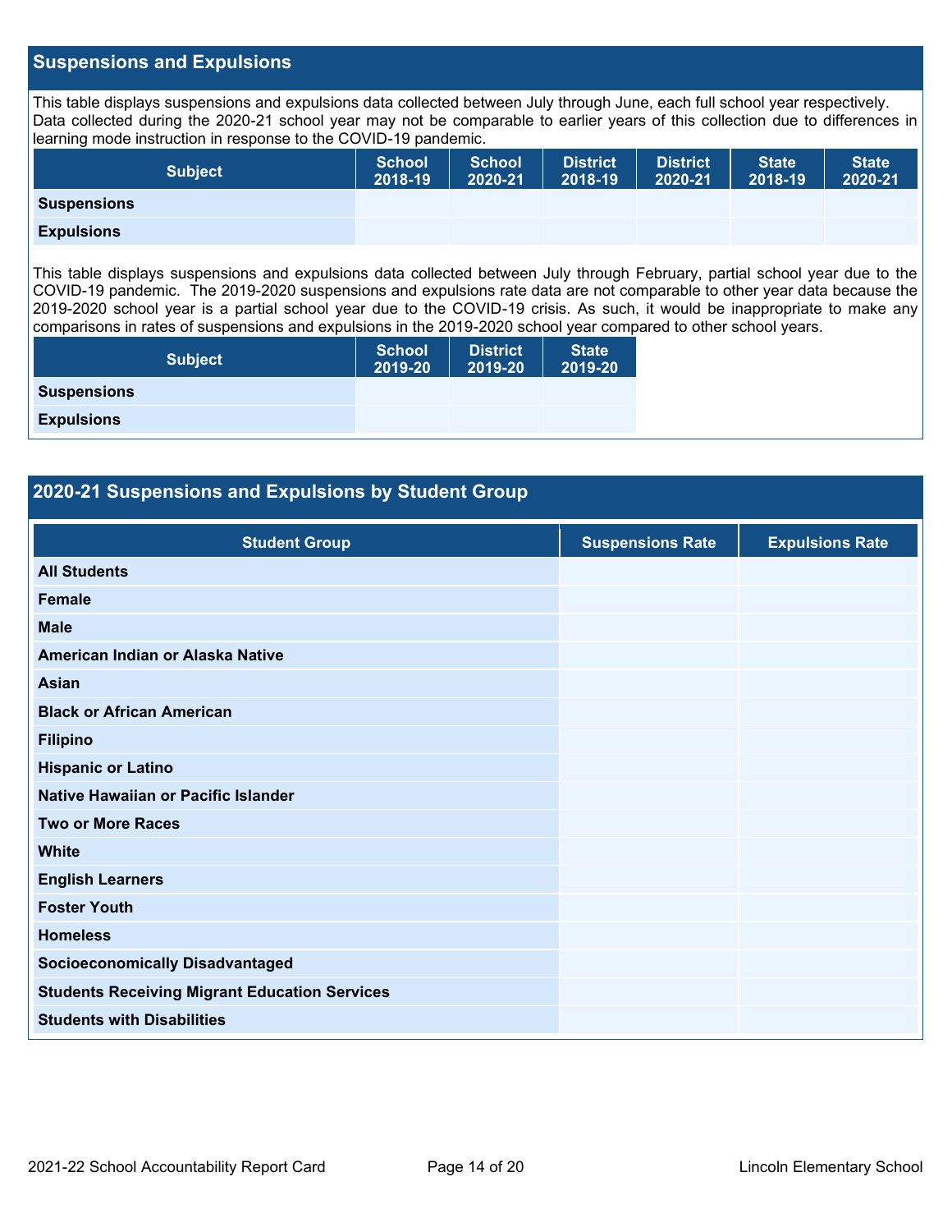## Suspensions and Expulsions

This table displays suspensions and expulsions data collected between July through June, each full school year respectively. Data collected during the 2020-21 school year may not be comparable to earlier years of this collection due to differences in learning mode instruction in response to the COVID-19 pandemic.

| Subject | School 2018-19 | School 2020-21 | District 2018-19 | District 2020-21 | State 2018-19 | State 2020-21 |
|---|---|---|---|---|---|---|
| **Suspensions** | | | | | | |
| **Expulsions** | | | | | | |

This table displays suspensions and expulsions data collected between July through February, partial school year due to the COVID-19 pandemic. The 2019-2020 suspensions and expulsions rate data are not comparable to other year data because the 2019-2020 school year is a partial school year due to the COVID-19 crisis. As such, it would be inappropriate to make any comparisons in rates of suspensions and expulsions in the 2019-2020 school year compared to other school years.

| Subject | School 2019-20 | District 2019-20 | State 2019-20 |
|---|---|---|---|
| **Suspensions** | | | |
| **Expulsions** | | | |

## 2020-21 Suspensions and Expulsions by Student Group

| Student Group | Suspensions Rate | Expulsions Rate |
|---|---|---|
| **All Students** | | |
| **Female** | | |
| **Male** | | |
| **American Indian or Alaska Native** | | |
| **Asian** | | |
| **Black or African American** | | |
| **Filipino** | | |
| **Hispanic or Latino** | | |
| **Native Hawaiian or Pacific Islander** | | |
| **Two or More Races** | | |
| **White** | | |
| **English Learners** | | |
| **Foster Youth** | | |
| **Homeless** | | |
| **Socioeconomically Disadvantaged** | | |
| **Students Receiving Migrant Education Services** | | |
| **Students with Disabilities** | | |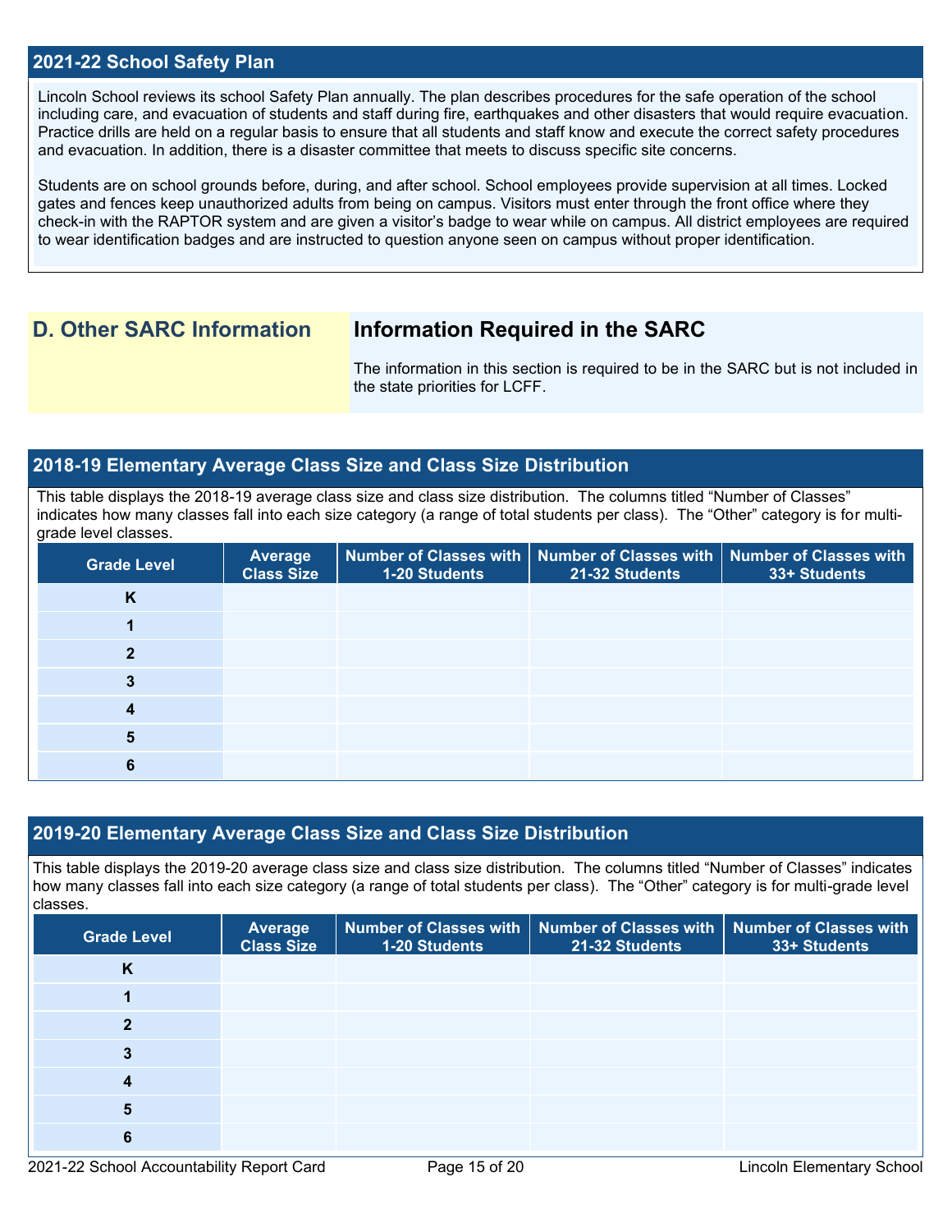## 2021-22 School Safety Plan

Lincoln School reviews its school Safety Plan annually. The plan describes procedures for the safe operation of the school including care, and evacuation of students and staff during fire, earthquakes and other disasters that would require evacuation. Practice drills are held on a regular basis to ensure that all students and staff know and execute the correct safety procedures and evacuation. In addition, there is a disaster committee that meets to discuss specific site concerns.

Students are on school grounds before, during, and after school. School employees provide supervision at all times. Locked gates and fences keep unauthorized adults from being on campus. Visitors must enter through the front office where they check-in with the RAPTOR system and are given a visitor's badge to wear while on campus. All district employees are required to wear identification badges and are instructed to question anyone seen on campus without proper identification.

# D. Other SARC Information

## Information Required in the SARC

The information in this section is required to be in the SARC but is not included in the state priorities for LCFF.

## 2018-19 Elementary Average Class Size and Class Size Distribution

This table displays the 2018-19 average class size and class size distribution. The columns titled "Number of Classes" indicates how many classes fall into each size category (a range of total students per class). The "Other" category is for multi-grade level classes.

| Grade Level | Average Class Size | Number of Classes with 1-20 Students | Number of Classes with 21-32 Students | Number of Classes with 33+ Students |
|---|---|---|---|---|
| K | | | | |
| 1 | | | | |
| 2 | | | | |
| 3 | | | | |
| 4 | | | | |
| 5 | | | | |
| 6 | | | | |

## 2019-20 Elementary Average Class Size and Class Size Distribution

This table displays the 2019-20 average class size and class size distribution. The columns titled "Number of Classes" indicates how many classes fall into each size category (a range of total students per class). The "Other" category is for multi-grade level classes.

| Grade Level | Average Class Size | Number of Classes with 1-20 Students | Number of Classes with 21-32 Students | Number of Classes with 33+ Students |
|---|---|---|---|---|
| K | | | | |
| 1 | | | | |
| 2 | | | | |
| 3 | | | | |
| 4 | | | | |
| 5 | | | | |
| 6 | | | | |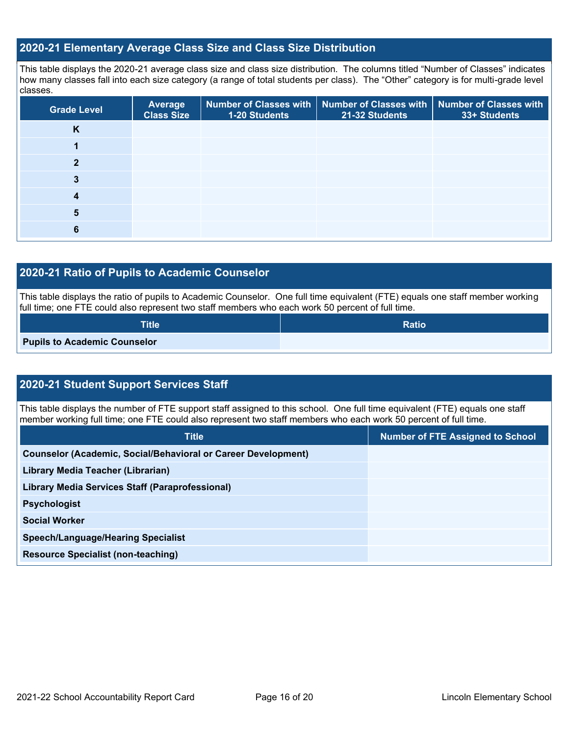## 2020-21 Elementary Average Class Size and Class Size Distribution

This table displays the 2020-21 average class size and class size distribution. The columns titled "Number of Classes" indicates how many classes fall into each size category (a range of total students per class). The "Other" category is for multi-grade level classes.

| Grade Level | Average Class Size | Number of Classes with 1-20 Students | Number of Classes with 21-32 Students | Number of Classes with 33+ Students |
|---|---|---|---|---|
| K | | | | |
| 1 | | | | |
| 2 | | | | |
| 3 | | | | |
| 4 | | | | |
| 5 | | | | |
| 6 | | | | |

## 2020-21 Ratio of Pupils to Academic Counselor

This table displays the ratio of pupils to Academic Counselor. One full time equivalent (FTE) equals one staff member working full time; one FTE could also represent two staff members who each work 50 percent of full time.

| Title | Ratio |
|---|---|
| Pupils to Academic Counselor | |

## 2020-21 Student Support Services Staff

This table displays the number of FTE support staff assigned to this school. One full time equivalent (FTE) equals one staff member working full time; one FTE could also represent two staff members who each work 50 percent of full time.

| Title | Number of FTE Assigned to School |
|---|---|
| Counselor (Academic, Social/Behavioral or Career Development) | |
| Library Media Teacher (Librarian) | |
| Library Media Services Staff (Paraprofessional) | |
| Psychologist | |
| Social Worker | |
| Speech/Language/Hearing Specialist | |
| Resource Specialist (non-teaching) | |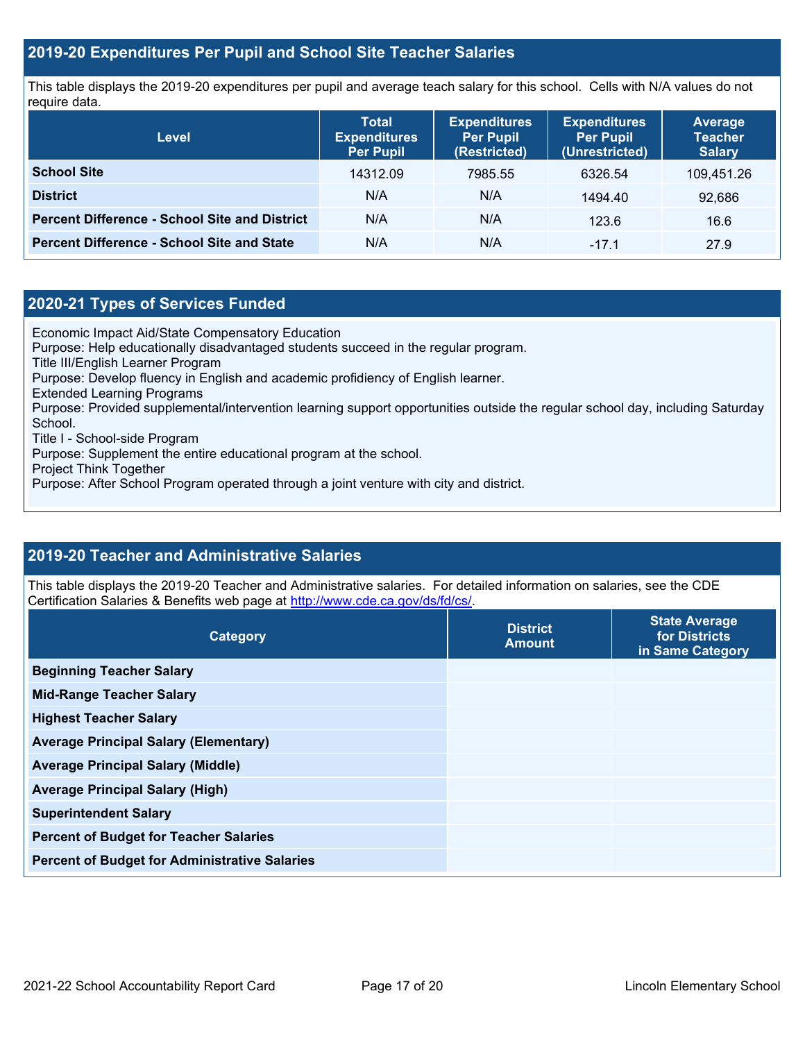## 2019-20 Expenditures Per Pupil and School Site Teacher Salaries

This table displays the 2019-20 expenditures per pupil and average teach salary for this school. Cells with N/A values do not require data.

| Level | Total Expenditures Per Pupil | Expenditures Per Pupil (Restricted) | Expenditures Per Pupil (Unrestricted) | Average Teacher Salary |
|---|---|---|---|---|
| **School Site** | 14312.09 | 7985.55 | 6326.54 | 109,451.26 |
| **District** | N/A | N/A | 1494.40 | 92,686 |
| **Percent Difference - School Site and District** | N/A | N/A | 123.6 | 16.6 |
| **Percent Difference - School Site and State** | N/A | N/A | -17.1 | 27.9 |

## 2020-21 Types of Services Funded

Economic Impact Aid/State Compensatory Education
Purpose: Help educationally disadvantaged students succeed in the regular program.
Title III/English Learner Program
Purpose: Develop fluency in English and academic profidiciency of English learner.
Extended Learning Programs
Purpose: Provided supplemental/intervention learning support opportunities outside the regular school day, including Saturday School.
Title I - School-side Program
Purpose: Supplement the entire educational program at the school.
Project Think Together
Purpose: After School Program operated through a joint venture with city and district.

## 2019-20 Teacher and Administrative Salaries

This table displays the 2019-20 Teacher and Administrative salaries. For detailed information on salaries, see the CDE Certification Salaries & Benefits web page at http://www.cde.ca.gov/ds/fd/cs/.

| Category | District Amount | State Average for Districts in Same Category |
|---|---|---|
| **Beginning Teacher Salary** | | |
| **Mid-Range Teacher Salary** | | |
| **Highest Teacher Salary** | | |
| **Average Principal Salary (Elementary)** | | |
| **Average Principal Salary (Middle)** | | |
| **Average Principal Salary (High)** | | |
| **Superintendent Salary** | | |
| **Percent of Budget for Teacher Salaries** | | |
| **Percent of Budget for Administrative Salaries** | | |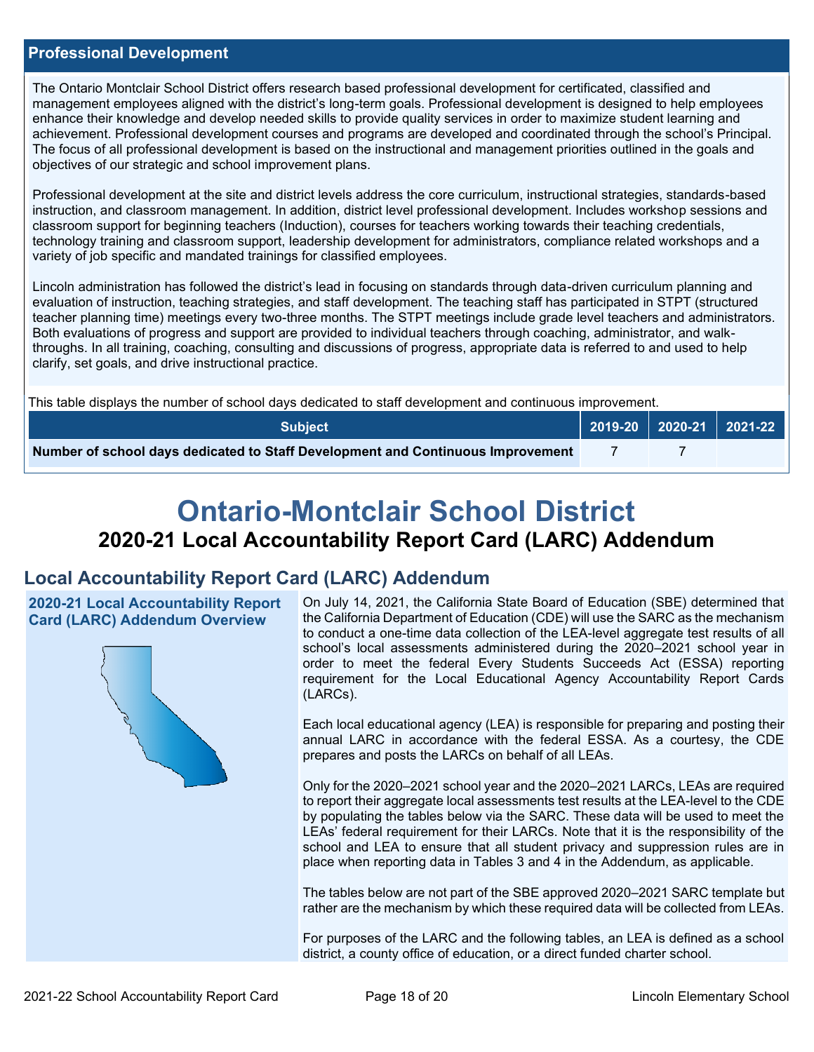## Professional Development

The Ontario Montclair School District offers research based professional development for certificated, classified and management employees aligned with the district's long-term goals. Professional development is designed to help employees enhance their knowledge and develop needed skills to provide quality services in order to maximize student learning and achievement. Professional development courses and programs are developed and coordinated through the school's Principal. The focus of all professional development is based on the instructional and management priorities outlined in the goals and objectives of our strategic and school improvement plans.

Professional development at the site and district levels address the core curriculum, instructional strategies, standards-based instruction, and classroom management. In addition, district level professional development. Includes workshop sessions and classroom support for beginning teachers (Induction), courses for teachers working towards their teaching credentials, technology training and classroom support, leadership development for administrators, compliance related workshops and a variety of job specific and mandated trainings for classified employees.

Lincoln administration has followed the district's lead in focusing on standards through data-driven curriculum planning and evaluation of instruction, teaching strategies, and staff development. The teaching staff has participated in STPT (structured teacher planning time) meetings every two-three months. The STPT meetings include grade level teachers and administrators. Both evaluations of progress and support are provided to individual teachers through coaching, administrator, and walk-throughs. In all training, coaching, consulting and discussions of progress, appropriate data is referred to and used to help clarify, set goals, and drive instructional practice.

This table displays the number of school days dedicated to staff development and continuous improvement.

| Subject | 2019-20 | 2020-21 | 2021-22 |
|---|---|---|---|
| Number of school days dedicated to Staff Development and Continuous Improvement | 7 | 7 | |

# Ontario-Montclair School District

## 2020-21 Local Accountability Report Card (LARC) Addendum

## Local Accountability Report Card (LARC) Addendum

### 2020-21 Local Accountability Report Card (LARC) Addendum Overview

On July 14, 2021, the California State Board of Education (SBE) determined that the California Department of Education (CDE) will use the SARC as the mechanism to conduct a one-time data collection of the LEA-level aggregate test results of all school's local assessments administered during the 2020–2021 school year in order to meet the federal Every Students Succeeds Act (ESSA) reporting requirement for the Local Educational Agency Accountability Report Cards (LARCs).

Each local educational agency (LEA) is responsible for preparing and posting their annual LARC in accordance with the federal ESSA. As a courtesy, the CDE prepares and posts the LARCs on behalf of all LEAs.

Only for the 2020–2021 school year and the 2020–2021 LARCs, LEAs are required to report their aggregate local assessments test results at the LEA-level to the CDE by populating the tables below via the SARC. These data will be used to meet the LEAs' federal requirement for their LARCs. Note that it is the responsibility of the school and LEA to ensure that all student privacy and suppression rules are in place when reporting data in Tables 3 and 4 in the Addendum, as applicable.

The tables below are not part of the SBE approved 2020–2021 SARC template but rather are the mechanism by which these required data will be collected from LEAs.

For purposes of the LARC and the following tables, an LEA is defined as a school district, a county office of education, or a direct funded charter school.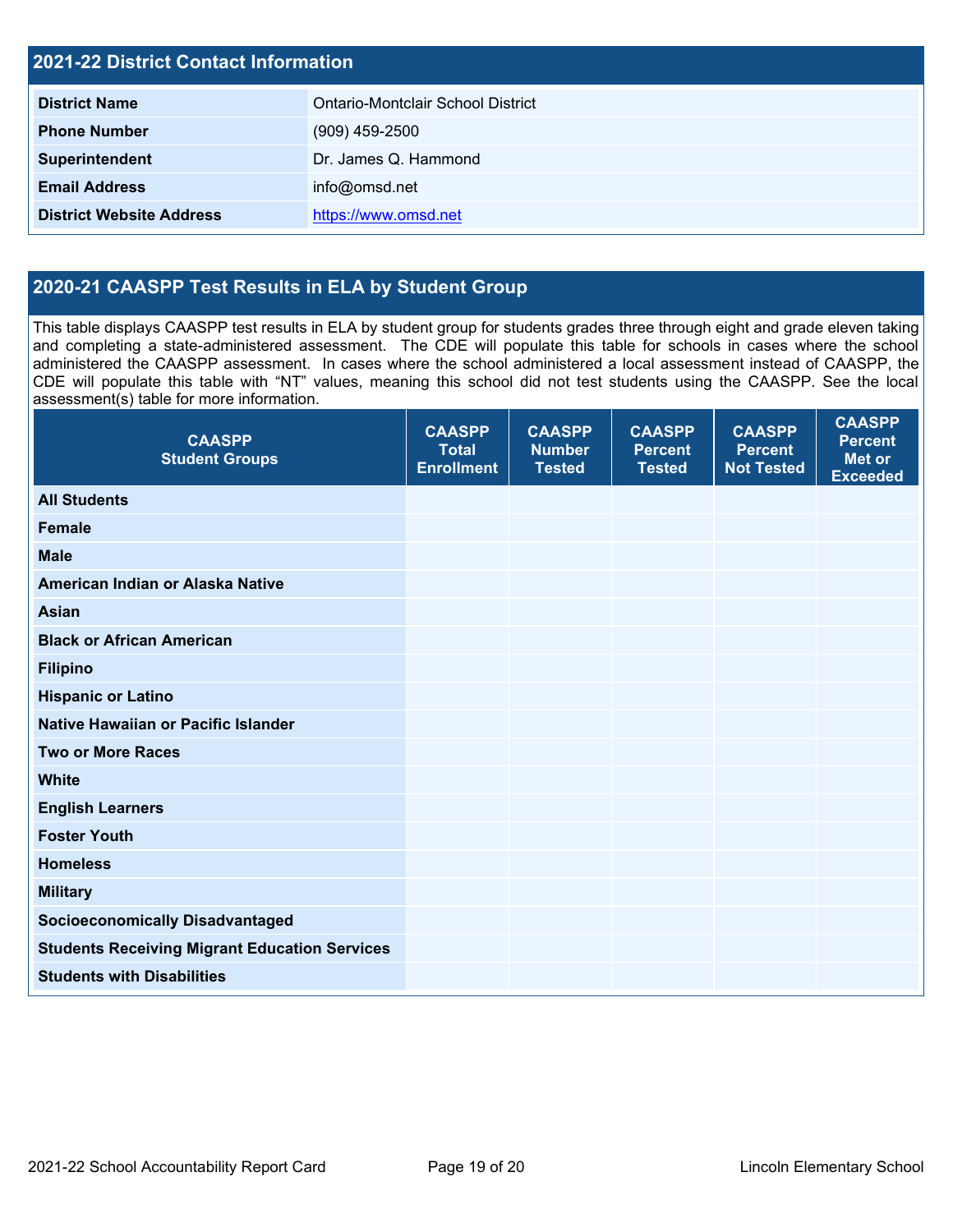## 2021-22 District Contact Information

| 2021-22 District Contact Information | |
|---|---|
| **District Name** | Ontario-Montclair School District |
| **Phone Number** | (909) 459-2500 |
| **Superintendent** | Dr. James Q. Hammond |
| **Email Address** | info@omsd.net |
| **District Website Address** | https://www.omsd.net |

## 2020-21 CAASPP Test Results in ELA by Student Group

This table displays CAASPP test results in ELA by student group for students grades three through eight and grade eleven taking and completing a state-administered assessment. The CDE will populate this table for schools in cases where the school administered the CAASPP assessment. In cases where the school administered a local assessment instead of CAASPP, the CDE will populate this table with "NT" values, meaning this school did not test students using the CAASPP. See the local assessment(s) table for more information.

| CAASPP Student Groups | CAASPP Total Enrollment | CAASPP Number Tested | CAASPP Percent Tested | CAASPP Percent Not Tested | CAASPP Percent Met or Exceeded |
|---|---|---|---|---|---|
| **All Students** | | | | | |
| **Female** | | | | | |
| **Male** | | | | | |
| **American Indian or Alaska Native** | | | | | |
| **Asian** | | | | | |
| **Black or African American** | | | | | |
| **Filipino** | | | | | |
| **Hispanic or Latino** | | | | | |
| **Native Hawaiian or Pacific Islander** | | | | | |
| **Two or More Races** | | | | | |
| **White** | | | | | |
| **English Learners** | | | | | |
| **Foster Youth** | | | | | |
| **Homeless** | | | | | |
| **Military** | | | | | |
| **Socioeconomically Disadvantaged** | | | | | |
| **Students Receiving Migrant Education Services** | | | | | |
| **Students with Disabilities** | | | | | |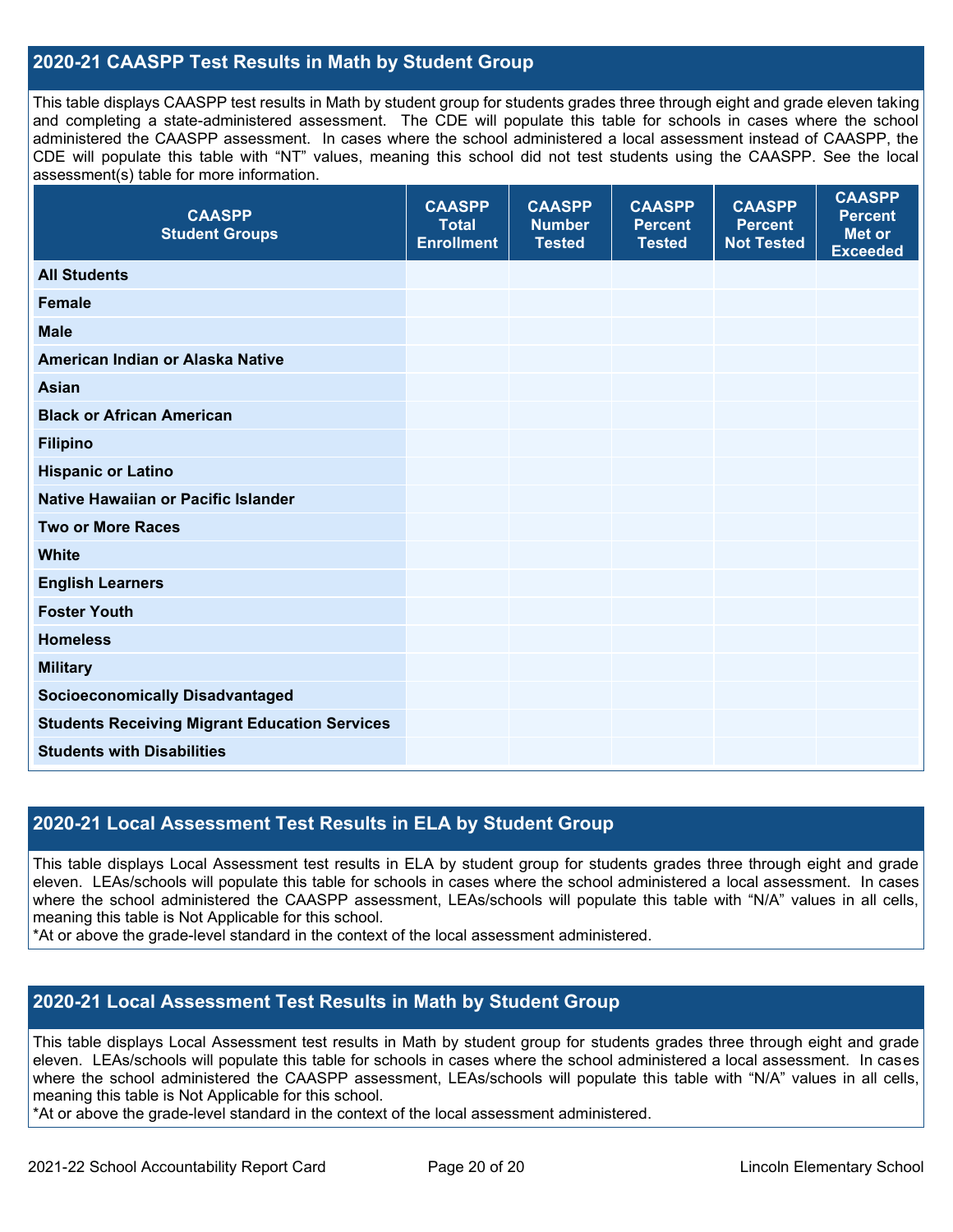## 2020-21 CAASPP Test Results in Math by Student Group

This table displays CAASPP test results in Math by student group for students grades three through eight and grade eleven taking and completing a state-administered assessment. The CDE will populate this table for schools in cases where the school administered the CAASPP assessment. In cases where the school administered a local assessment instead of CAASPP, the CDE will populate this table with "NT" values, meaning this school did not test students using the CAASPP. See the local assessment(s) table for more information.

| CAASPP Student Groups | CAASPP Total Enrollment | CAASPP Number Tested | CAASPP Percent Tested | CAASPP Percent Not Tested | CAASPP Percent Met or Exceeded |
|---|---|---|---|---|---|
| All Students | | | | | |
| Female | | | | | |
| Male | | | | | |
| American Indian or Alaska Native | | | | | |
| Asian | | | | | |
| Black or African American | | | | | |
| Filipino | | | | | |
| Hispanic or Latino | | | | | |
| Native Hawaiian or Pacific Islander | | | | | |
| Two or More Races | | | | | |
| White | | | | | |
| English Learners | | | | | |
| Foster Youth | | | | | |
| Homeless | | | | | |
| Military | | | | | |
| Socioeconomically Disadvantaged | | | | | |
| Students Receiving Migrant Education Services | | | | | |
| Students with Disabilities | | | | | |

## 2020-21 Local Assessment Test Results in ELA by Student Group

This table displays Local Assessment test results in ELA by student group for students grades three through eight and grade eleven. LEAs/schools will populate this table for schools in cases where the school administered a local assessment. In cases where the school administered the CAASPP assessment, LEAs/schools will populate this table with "N/A" values in all cells, meaning this table is Not Applicable for this school.

*At or above the grade-level standard in the context of the local assessment administered.

## 2020-21 Local Assessment Test Results in Math by Student Group

This table displays Local Assessment test results in Math by student group for students grades three through eight and grade eleven. LEAs/schools will populate this table for schools in cases where the school administered a local assessment. In cases where the school administered the CAASPP assessment, LEAs/schools will populate this table with "N/A" values in all cells, meaning this table is Not Applicable for this school.

*At or above the grade-level standard in the context of the local assessment administered.